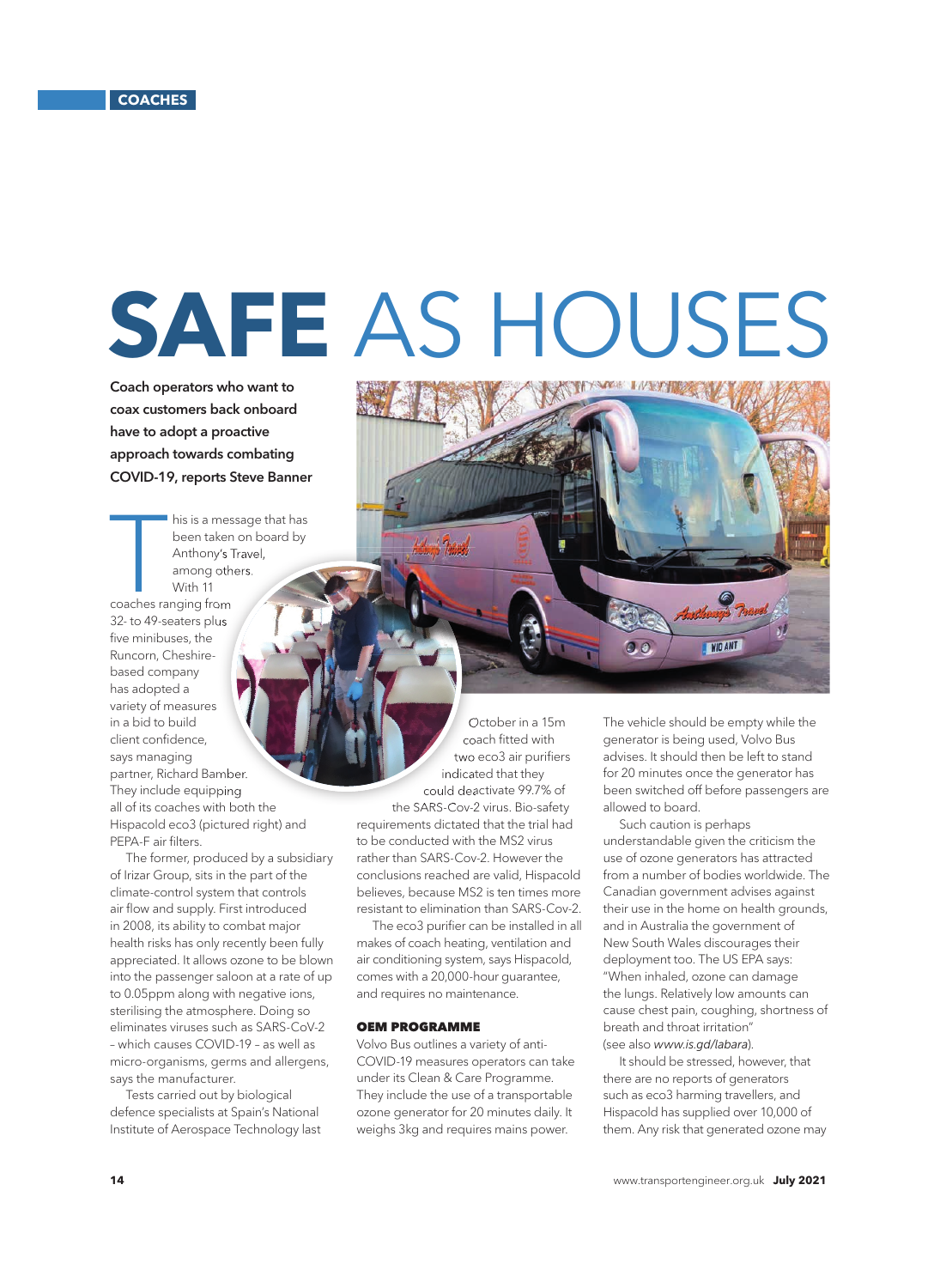# SAFE AS HOUSES

**Coach operators who want to coax customers back onboard have to adopt a proactive approach towards combating COVID-19, reports Steve Banner**

This is a message that has been taken on board by Anthony's Travel, among others. With 11 coaches ranging from 32- to 49-seaters plus five minibuses, the Runcorn, Cheshire-based company has adopted a variety of measures in a bid to build client confidence, says managing partner, Richard Bamber. They include equipping all of its coaches with both the Hispacold eco3 (pictured right) and PEPA-F air filters.

The former, produced by a subsidiary of Irizar Group, sits in the part of the climate-control system that controls air flow and supply. First introduced in 2008, its ability to combat major health risks has only recently been fully appreciated. It allows ozone to be blown into the passenger saloon at a rate of up to 0.05ppm along with negative ions, sterilising the atmosphere. Doing so eliminates viruses such as SARS-CoV-2 – which causes COVID-19 – as well as micro-organisms, germs and allergens, says the manufacturer.

Tests carried out by biological defence specialists at Spain's National Institute of Aerospace Technology last October in a 15m coach fitted with two eco3 air purifiers indicated that they could deactivate 99.7% of the SARS-Cov-2 virus. Bio-safety requirements dictated that the trial had to be conducted with the MS2 virus rather than SARS-Cov-2. However the conclusions reached are valid, Hispacold believes, because MS2 is ten times more resistant to elimination than SARS-Cov-2.

The eco3 purifier can be installed in all makes of coach heating, ventilation and air conditioning system, says Hispacold, comes with a 20,000-hour guarantee, and requires no maintenance.

## OEM PROGRAMME

Volvo Bus outlines a variety of anti-COVID-19 measures operators can take under its Clean & Care Programme. They include the use of a transportable ozone generator for 20 minutes daily. It weighs 3kg and requires mains power. The vehicle should be empty while the generator is being used, Volvo Bus advises. It should then be left to stand for 20 minutes once the generator has been switched off before passengers are allowed to board.

Such caution is perhaps understandable given the criticism the use of ozone generators has attracted from a number of bodies worldwide. The Canadian government advises against their use in the home on health grounds, and in Australia the government of New South Wales discourages their deployment too. The US EPA says: "When inhaled, ozone can damage the lungs. Relatively low amounts can cause chest pain, coughing, shortness of breath and throat irritation" (see also *www.is.gd/labara*).

It should be stressed, however, that there are no reports of generators such as eco3 harming travellers, and Hispacold has supplied over 10,000 of them. Any risk that generated ozone may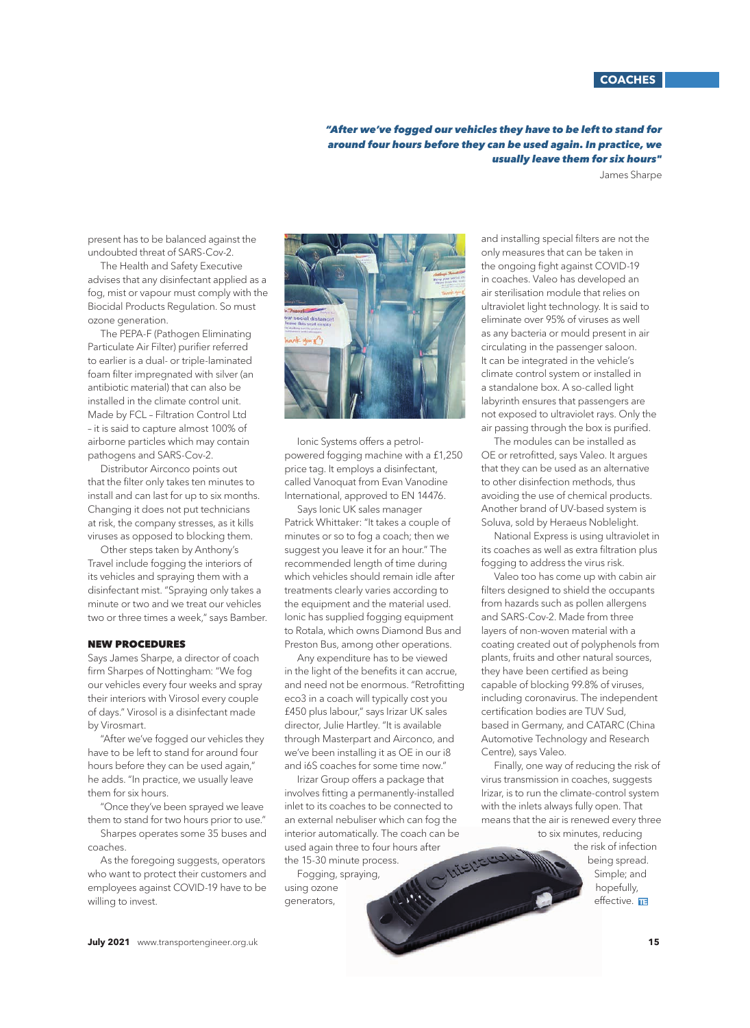*"After we've fogged our vehicles they have to be left to stand for around four hours before they can be used again. In practice, we usually leave them for six hours"*

James Sharpe

present has to be balanced against the undoubted threat of SARS-Cov-2.

The Health and Safety Executive advises that any disinfectant applied as a fog, mist or vapour must comply with the Biocidal Products Regulation. So must ozone generation.

The PEPA-F (Pathogen Eliminating Particulate Air Filter) purifier referred to earlier is a dual- or triple-laminated foam filter impregnated with silver (an antibiotic material) that can also be installed in the climate control unit. Made by FCL – Filtration Control Ltd – it is said to capture almost 100% of airborne particles which may contain pathogens and SARS-Cov-2.

Distributor Airconco points out that the filter only takes ten minutes to install and can last for up to six months. Changing it does not put technicians at risk, the company stresses, as it kills viruses as opposed to blocking them.

Other steps taken by Anthony's Travel include fogging the interiors of its vehicles and spraying them with a disinfectant mist. "Spraying only takes a minute or two and we treat our vehicles two or three times a week," says Bamber.

## NEW PROCEDURES

Says James Sharpe, a director of coach firm Sharpes of Nottingham: "We fog our vehicles every four weeks and spray their interiors with Virosol every couple of days." Virosol is a disinfectant made by Virosmart.

"After we've fogged our vehicles they have to be left to stand for around four hours before they can be used again," he adds. "In practice, we usually leave them for six hours.

"Once they've been sprayed we leave them to stand for two hours prior to use."

Sharpes operates some 35 buses and coaches.

As the foregoing suggests, operators who want to protect their customers and employees against COVID-19 have to be willing to invest.

Ionic Systems offers a petrol-powered fogging machine with a £1,250 price tag. It employs a disinfectant, called Vanoquat from Evan Vanodine International, approved to EN 14476.

Says Ionic UK sales manager Patrick Whittaker: "It takes a couple of minutes or so to fog a coach; then we suggest you leave it for an hour." The recommended length of time during which vehicles should remain idle after treatments clearly varies according to the equipment and the material used. Ionic has supplied fogging equipment to Rotala, which owns Diamond Bus and Preston Bus, among other operations.

Any expenditure has to be viewed in the light of the benefits it can accrue, and need not be enormous. "Retrofitting eco3 in a coach will typically cost you £450 plus labour," says Irizar UK sales director, Julie Hartley. "It is available through Masterpart and Airconco, and we've been installing it as OE in our i8 and i6S coaches for some time now."

Irizar Group offers a package that involves fitting a permanently-installed inlet to its coaches to be connected to an external nebuliser which can fog the interior automatically. The coach can be used again three to four hours after the 15-30 minute process.

Fogging, spraying, using ozone generators, and installing special filters are not the only measures that can be taken in the ongoing fight against COVID-19 in coaches. Valeo has developed an air sterilisation module that relies on ultraviolet light technology. It is said to eliminate over 95% of viruses as well as any bacteria or mould present in air circulating in the passenger saloon. It can be integrated in the vehicle's climate control system or installed in a standalone box. A so-called light labyrinth ensures that passengers are not exposed to ultraviolet rays. Only the air passing through the box is purified.

The modules can be installed as OE or retrofitted, says Valeo. It argues that they can be used as an alternative to other disinfection methods, thus avoiding the use of chemical products. Another brand of UV-based system is Soluva, sold by Heraeus Noblelight.

National Express is using ultraviolet in its coaches as well as extra filtration plus fogging to address the virus risk.

Valeo too has come up with cabin air filters designed to shield the occupants from hazards such as pollen allergens and SARS-Cov-2. Made from three layers of non-woven material with a coating created out of polyphenols from plants, fruits and other natural sources, they have been certified as being capable of blocking 99.8% of viruses, including coronavirus. The independent certification bodies are TUV Sud, based in Germany, and CATARC (China Automotive Technology and Research Centre), says Valeo.

Finally, one way of reducing the risk of virus transmission in coaches, suggests Irizar, is to run the climate-control system with the inlets always fully open. That means that the air is renewed every three to six minutes, reducing the risk of infection being spread. Simple; and hopefully, effective.